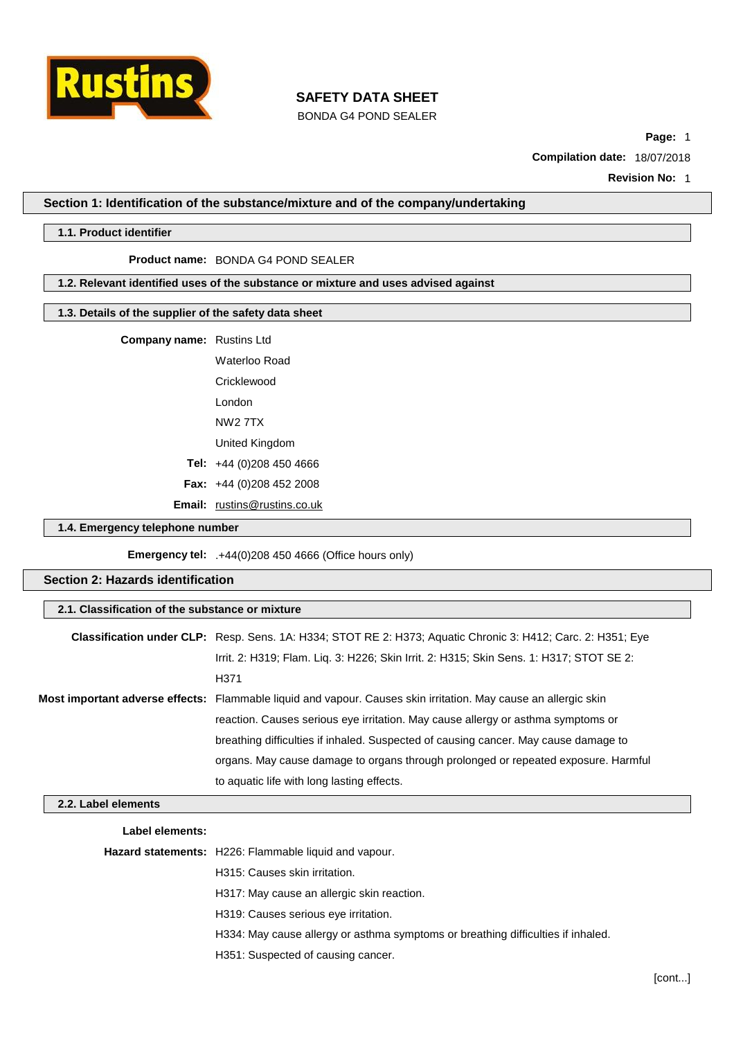# SAFETY DATA SHEET

BONDA G4 POND SEALER

**Compilation date:** 18/07/2018

**Revision No:** 1

## Section 1: Identification of the substance/mixture and of the company/undertaking

### 1.1. Product identifier

**Product name:** BONDA G4 POND SEALER

### 1.2. Relevant identified uses of the substance or mixture and uses advised against

### 1.3. Details of the supplier of the safety data sheet

**Company name:** Rustins Ltd

Waterloo Road

Cricklewood

London

NW2 7TX

United Kingdom

**Tel:** +44 (0)208 450 4666

**Fax:** +44 (0)208 452 2008

**Email:** rustins@rustins.co.uk

### 1.4. Emergency telephone number

**Emergency tel:** .+44(0)208 450 4666 (Office hours only)

## Section 2: Hazards identification

### 2.1. Classification of the substance or mixture

**Classification under CLP:** Resp. Sens. 1A: H334; STOT RE 2: H373; Aquatic Chronic 3: H412; Carc. 2: H351; Eye Irrit. 2: H319; Flam. Liq. 3: H226; Skin Irrit. 2: H315; Skin Sens. 1: H317; STOT SE 2: H371

**Most important adverse effects:** Flammable liquid and vapour. Causes skin irritation. May cause an allergic skin reaction. Causes serious eye irritation. May cause allergy or asthma symptoms or breathing difficulties if inhaled. Suspected of causing cancer. May cause damage to organs. May cause damage to organs through prolonged or repeated exposure. Harmful to aquatic life with long lasting effects.

### 2.2. Label elements

**Label elements:**

**Hazard statements:** H226: Flammable liquid and vapour.

H315: Causes skin irritation.

H317: May cause an allergic skin reaction.

H319: Causes serious eye irritation.

H334: May cause allergy or asthma symptoms or breathing difficulties if inhaled.

H351: Suspected of causing cancer.

[cont...]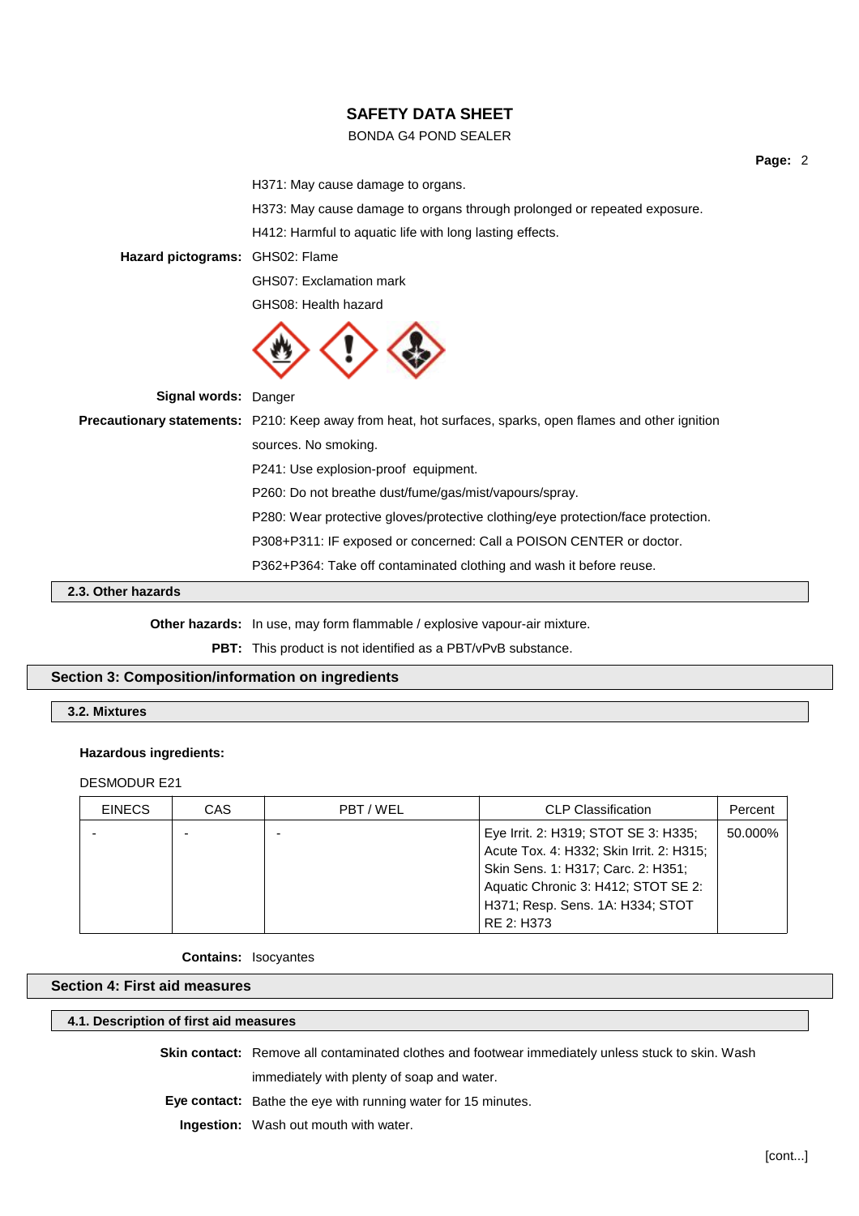H371: May cause damage to organs.

H373: May cause damage to organs through prolonged or repeated exposure.

H412: Harmful to aquatic life with long lasting effects.

**Hazard pictograms:** GHS02: Flame

GHS07: Exclamation mark

GHS08: Health hazard

**Signal words:** Danger

**Precautionary statements:** P210: Keep away from heat, hot surfaces, sparks, open flames and other ignition sources. No smoking.

P241: Use explosion-proof equipment.

P260: Do not breathe dust/fume/gas/mist/vapours/spray.

P280: Wear protective gloves/protective clothing/eye protection/face protection.

P308+P311: IF exposed or concerned: Call a POISON CENTER or doctor.

P362+P364: Take off contaminated clothing and wash it before reuse.

### 2.3. Other hazards

**Other hazards:** In use, may form flammable / explosive vapour-air mixture.

**PBT:** This product is not identified as a PBT/vPvB substance.

## Section 3: Composition/information on ingredients

### 3.2. Mixtures

**Hazardous ingredients:**

DESMODUR E21

| EINECS | CAS | PBT / WEL | CLP Classification | Percent |
|---|---|---|---|---|
| - | - | - | Eye Irrit. 2: H319; STOT SE 3: H335; Acute Tox. 4: H332; Skin Irrit. 2: H315; Skin Sens. 1: H317; Carc. 2: H351; Aquatic Chronic 3: H412; STOT SE 2: H371; Resp. Sens. 1A: H334; STOT RE 2: H373 | 50.000% |

**Contains:** Isocyantes

## Section 4: First aid measures

### 4.1. Description of first aid measures

**Skin contact:** Remove all contaminated clothes and footwear immediately unless stuck to skin. Wash immediately with plenty of soap and water.

**Eye contact:** Bathe the eye with running water for 15 minutes.

**Ingestion:** Wash out mouth with water.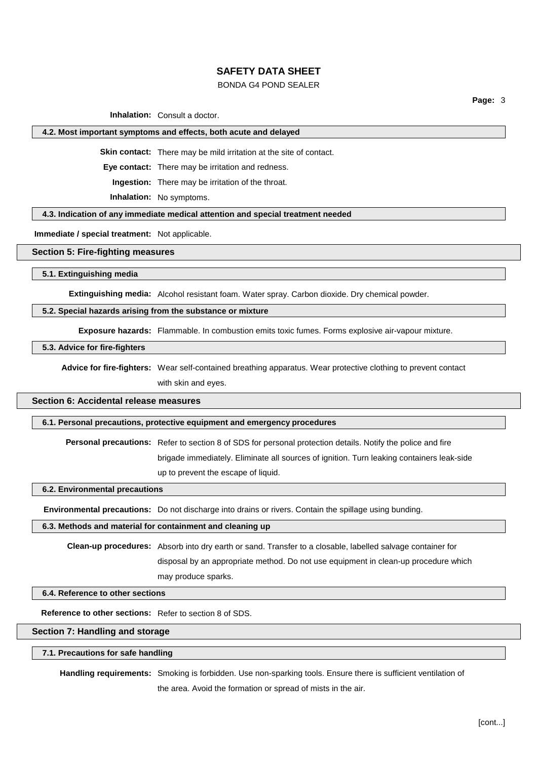**Inhalation:** Consult a doctor.

### 4.2. Most important symptoms and effects, both acute and delayed

**Skin contact:** There may be mild irritation at the site of contact.

**Eye contact:** There may be irritation and redness.

**Ingestion:** There may be irritation of the throat.

**Inhalation:** No symptoms.

### 4.3. Indication of any immediate medical attention and special treatment needed

**Immediate / special treatment:** Not applicable.

## Section 5: Fire-fighting measures

### 5.1. Extinguishing media

**Extinguishing media:** Alcohol resistant foam. Water spray. Carbon dioxide. Dry chemical powder.

### 5.2. Special hazards arising from the substance or mixture

**Exposure hazards:** Flammable. In combustion emits toxic fumes. Forms explosive air-vapour mixture.

### 5.3. Advice for fire-fighters

**Advice for fire-fighters:** Wear self-contained breathing apparatus. Wear protective clothing to prevent contact with skin and eyes.

## Section 6: Accidental release measures

### 6.1. Personal precautions, protective equipment and emergency procedures

**Personal precautions:** Refer to section 8 of SDS for personal protection details. Notify the police and fire brigade immediately. Eliminate all sources of ignition. Turn leaking containers leak-side up to prevent the escape of liquid.

### 6.2. Environmental precautions

**Environmental precautions:** Do not discharge into drains or rivers. Contain the spillage using bunding.

### 6.3. Methods and material for containment and cleaning up

**Clean-up procedures:** Absorb into dry earth or sand. Transfer to a closable, labelled salvage container for disposal by an appropriate method. Do not use equipment in clean-up procedure which may produce sparks.

### 6.4. Reference to other sections

**Reference to other sections:** Refer to section 8 of SDS.

## Section 7: Handling and storage

### 7.1. Precautions for safe handling

**Handling requirements:** Smoking is forbidden. Use non-sparking tools. Ensure there is sufficient ventilation of the area. Avoid the formation or spread of mists in the air.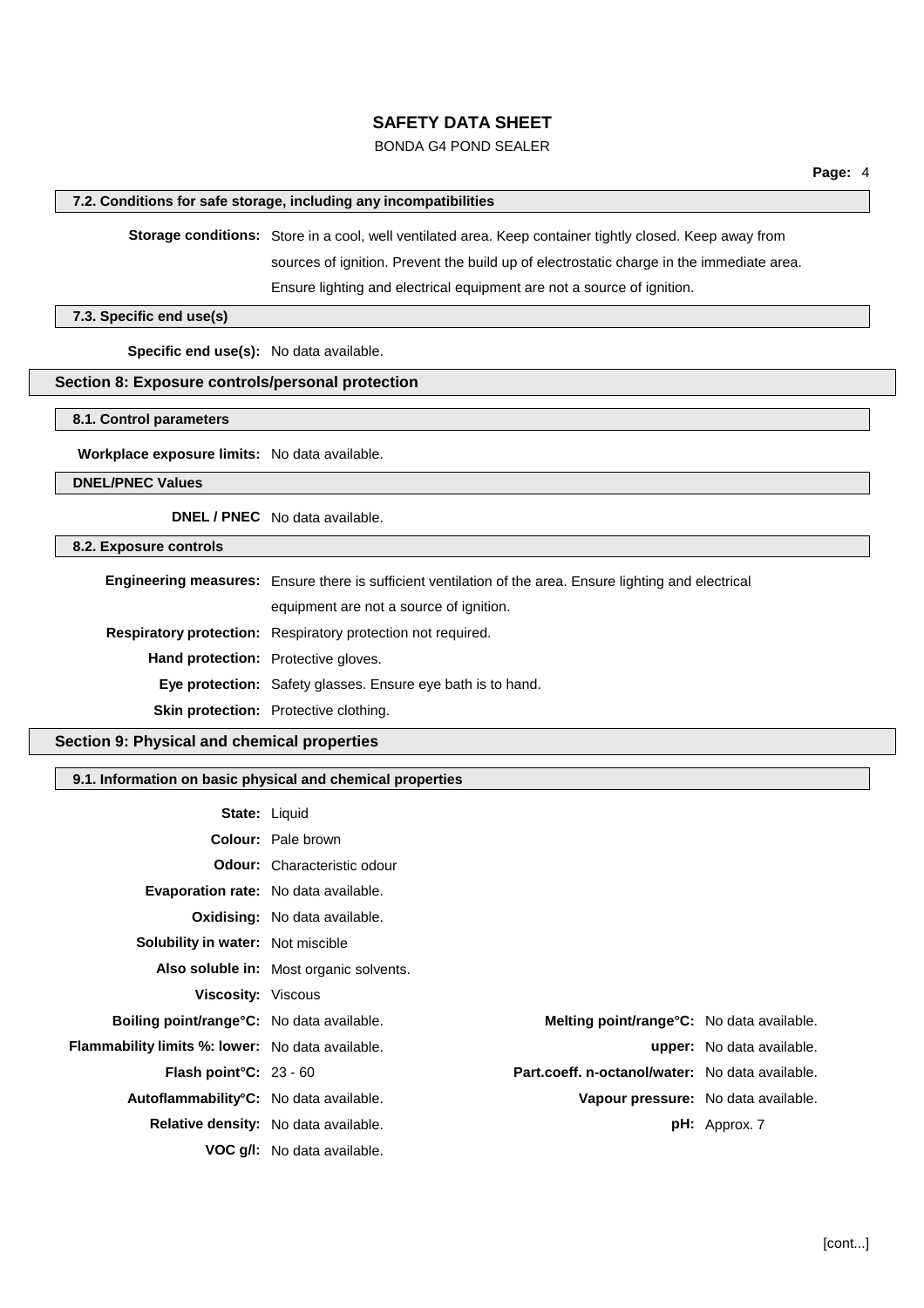### 7.2. Conditions for safe storage, including any incompatibilities

**Storage conditions:** Store in a cool, well ventilated area. Keep container tightly closed. Keep away from sources of ignition. Prevent the build up of electrostatic charge in the immediate area. Ensure lighting and electrical equipment are not a source of ignition.

### 7.3. Specific end use(s)

**Specific end use(s):** No data available.

## Section 8: Exposure controls/personal protection

### 8.1. Control parameters

**Workplace exposure limits:** No data available.

### DNEL/PNEC Values

**DNEL / PNEC** No data available.

### 8.2. Exposure controls

**Engineering measures:** Ensure there is sufficient ventilation of the area. Ensure lighting and electrical equipment are not a source of ignition.

**Respiratory protection:** Respiratory protection not required.

**Hand protection:** Protective gloves.

**Eye protection:** Safety glasses. Ensure eye bath is to hand.

**Skin protection:** Protective clothing.

## Section 9: Physical and chemical properties

### 9.1. Information on basic physical and chemical properties

**State:** Liquid

**Colour:** Pale brown

**Odour:** Characteristic odour

**Evaporation rate:** No data available.

**Oxidising:** No data available.

**Solubility in water:** Not miscible

**Also soluble in:** Most organic solvents.

**Viscosity:** Viscous

| | | | |
|---|---|---|---|
| **Boiling point/range°C:** | No data available. | **Melting point/range°C:** | No data available. |
| **Flammability limits %: lower:** | No data available. | **upper:** | No data available. |
| **Flash point°C:** | 23 - 60 | **Part.coeff. n-octanol/water:** | No data available. |
| **Autoflammability°C:** | No data available. | **Vapour pressure:** | No data available. |
| **Relative density:** | No data available. | **pH:** | Approx. 7 |
| **VOC g/l:** | No data available. | | |

[cont...]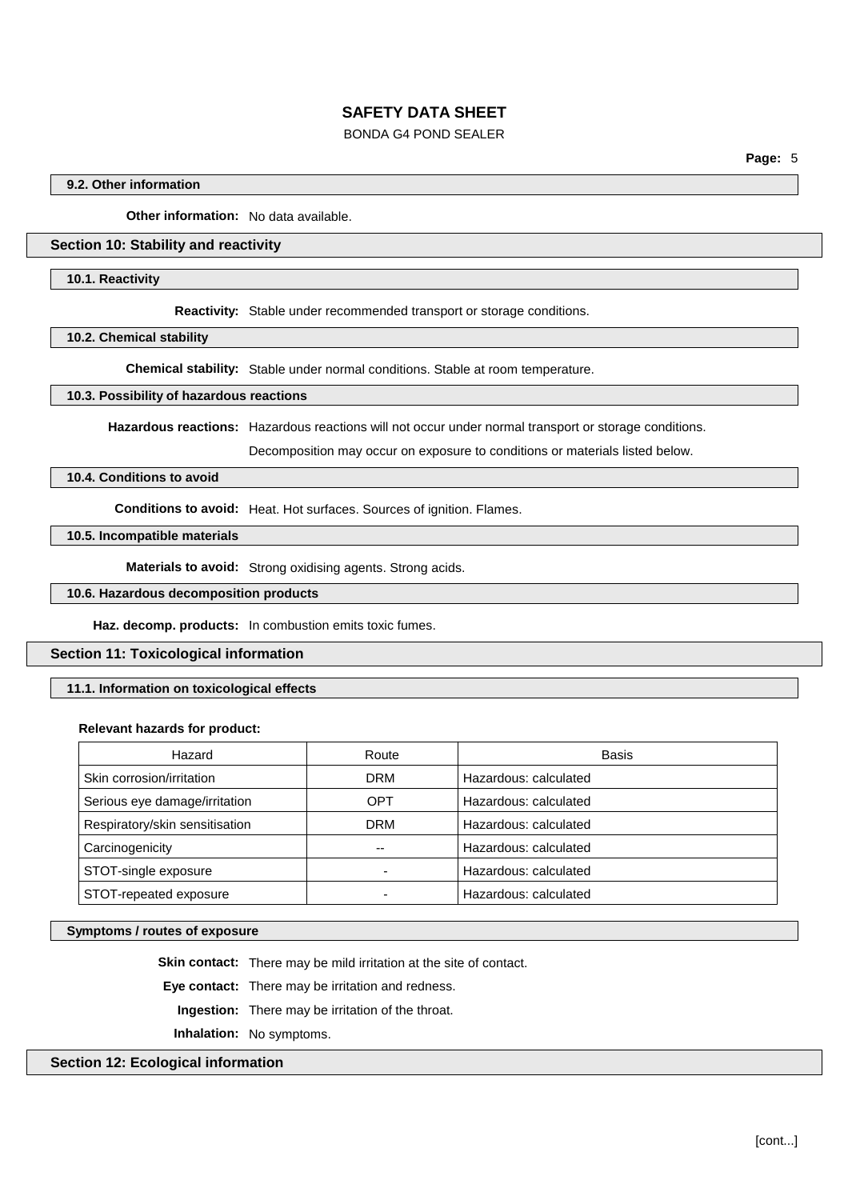### 9.2. Other information

**Other information:** No data available.

## Section 10: Stability and reactivity

### 10.1. Reactivity

**Reactivity:** Stable under recommended transport or storage conditions.

### 10.2. Chemical stability

**Chemical stability:** Stable under normal conditions. Stable at room temperature.

### 10.3. Possibility of hazardous reactions

**Hazardous reactions:** Hazardous reactions will not occur under normal transport or storage conditions.

Decomposition may occur on exposure to conditions or materials listed below.

### 10.4. Conditions to avoid

**Conditions to avoid:** Heat. Hot surfaces. Sources of ignition. Flames.

### 10.5. Incompatible materials

**Materials to avoid:** Strong oxidising agents. Strong acids.

### 10.6. Hazardous decomposition products

**Haz. decomp. products:** In combustion emits toxic fumes.

## Section 11: Toxicological information

### 11.1. Information on toxicological effects

**Relevant hazards for product:**

| Hazard | Route | Basis |
|---|---|---|
| Skin corrosion/irritation | DRM | Hazardous: calculated |
| Serious eye damage/irritation | OPT | Hazardous: calculated |
| Respiratory/skin sensitisation | DRM | Hazardous: calculated |
| Carcinogenicity | -- | Hazardous: calculated |
| STOT-single exposure | - | Hazardous: calculated |
| STOT-repeated exposure | - | Hazardous: calculated |

### Symptoms / routes of exposure

**Skin contact:** There may be mild irritation at the site of contact.

**Eye contact:** There may be irritation and redness.

**Ingestion:** There may be irritation of the throat.

**Inhalation:** No symptoms.

## Section 12: Ecological information

[cont...]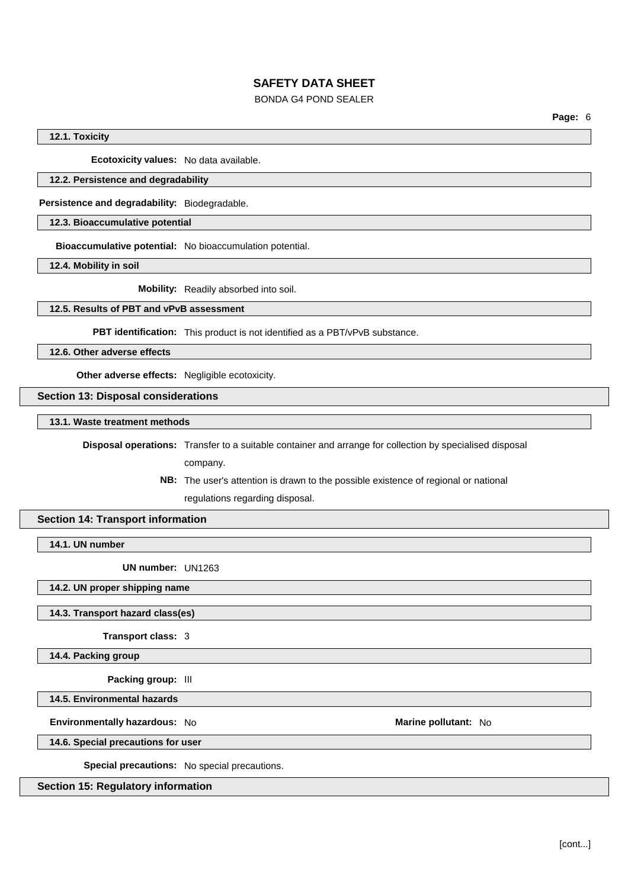### 12.1. Toxicity

**Ecotoxicity values:** No data available.

### 12.2. Persistence and degradability

**Persistence and degradability:** Biodegradable.

### 12.3. Bioaccumulative potential

**Bioaccumulative potential:** No bioaccumulation potential.

### 12.4. Mobility in soil

**Mobility:** Readily absorbed into soil.

### 12.5. Results of PBT and vPvB assessment

**PBT identification:** This product is not identified as a PBT/vPvB substance.

### 12.6. Other adverse effects

**Other adverse effects:** Negligible ecotoxicity.

## Section 13: Disposal considerations

### 13.1. Waste treatment methods

**Disposal operations:** Transfer to a suitable container and arrange for collection by specialised disposal company.

**NB:** The user's attention is drawn to the possible existence of regional or national regulations regarding disposal.

## Section 14: Transport information

### 14.1. UN number

**UN number:** UN1263

### 14.2. UN proper shipping name

### 14.3. Transport hazard class(es)

**Transport class:** 3

### 14.4. Packing group

**Packing group:** III

### 14.5. Environmental hazards

**Environmentally hazardous:** No **Marine pollutant:** No

### 14.6. Special precautions for user

**Special precautions:** No special precautions.

## Section 15: Regulatory information

[cont...]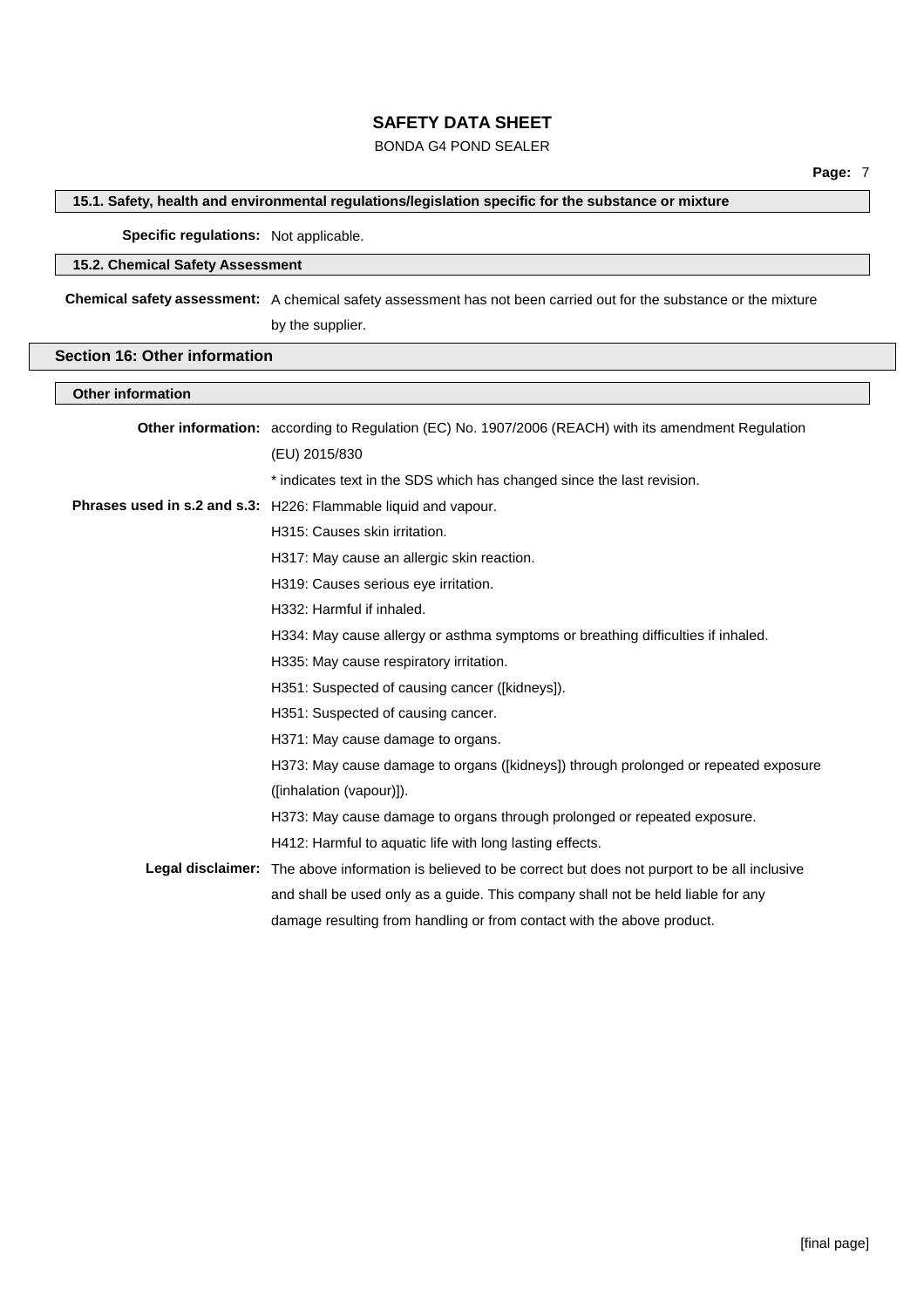### 15.1. Safety, health and environmental regulations/legislation specific for the substance or mixture

**Specific regulations:** Not applicable.

### 15.2. Chemical Safety Assessment

**Chemical safety assessment:** A chemical safety assessment has not been carried out for the substance or the mixture by the supplier.

## Section 16: Other information

### Other information

**Other information:** according to Regulation (EC) No. 1907/2006 (REACH) with its amendment Regulation (EU) 2015/830

* indicates text in the SDS which has changed since the last revision.

**Phrases used in s.2 and s.3:** H226: Flammable liquid and vapour.

H315: Causes skin irritation.

H317: May cause an allergic skin reaction.

H319: Causes serious eye irritation.

H332: Harmful if inhaled.

H334: May cause allergy or asthma symptoms or breathing difficulties if inhaled.

H335: May cause respiratory irritation.

H351: Suspected of causing cancer ([kidneys]).

H351: Suspected of causing cancer.

H371: May cause damage to organs.

H373: May cause damage to organs ([kidneys]) through prolonged or repeated exposure ([inhalation (vapour)]).

H373: May cause damage to organs through prolonged or repeated exposure.

H412: Harmful to aquatic life with long lasting effects.

**Legal disclaimer:** The above information is believed to be correct but does not purport to be all inclusive and shall be used only as a guide. This company shall not be held liable for any damage resulting from handling or from contact with the above product.

[final page]